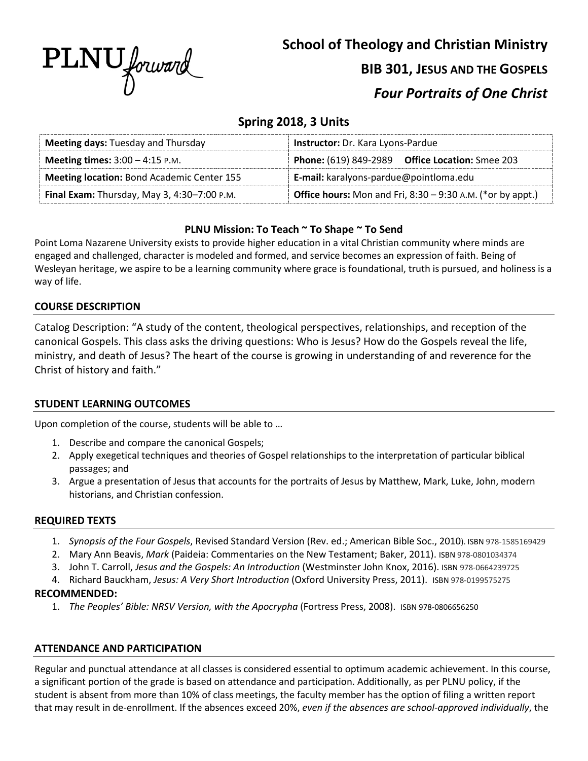PLNU forward

# School of Theology and Christian Ministry

## BIB 301, JESUS AND THE GOSPELS

## *Four Portraits of One Christ*

### Spring 2018, 3 Units

| **Meeting days:** Tuesday and Thursday | **Instructor:** Dr. Kara Lyons-Pardue |
|---|---|
| **Meeting times:** 3:00 – 4:15 P.M. | **Phone:** (619) 849-2989 **Office Location:** Smee 203 |
| **Meeting location:** Bond Academic Center 155 | **E-mail:** karalyons-pardue@pointloma.edu |
| **Final Exam:** Thursday, May 3, 4:30–7:00 P.M. | **Office hours:** Mon and Fri, 8:30 – 9:30 A.M. (*or by appt.) |

**PLNU Mission: To Teach ~ To Shape ~ To Send**

Point Loma Nazarene University exists to provide higher education in a vital Christian community where minds are engaged and challenged, character is modeled and formed, and service becomes an expression of faith. Being of Wesleyan heritage, we aspire to be a learning community where grace is foundational, truth is pursued, and holiness is a way of life.

### COURSE DESCRIPTION

Catalog Description: "A study of the content, theological perspectives, relationships, and reception of the canonical Gospels. This class asks the driving questions: Who is Jesus? How do the Gospels reveal the life, ministry, and death of Jesus? The heart of the course is growing in understanding of and reverence for the Christ of history and faith."

### STUDENT LEARNING OUTCOMES

Upon completion of the course, students will be able to …

1. Describe and compare the canonical Gospels;
2. Apply exegetical techniques and theories of Gospel relationships to the interpretation of particular biblical passages; and
3. Argue a presentation of Jesus that accounts for the portraits of Jesus by Matthew, Mark, Luke, John, modern historians, and Christian confession.

### REQUIRED TEXTS

1. *Synopsis of the Four Gospels*, Revised Standard Version (Rev. ed.; American Bible Soc., 2010). ISBN 978-1585169429
2. Mary Ann Beavis, *Mark* (Paideia: Commentaries on the New Testament; Baker, 2011). ISBN 978-0801034374
3. John T. Carroll, *Jesus and the Gospels: An Introduction* (Westminster John Knox, 2016). ISBN 978-0664239725
4. Richard Bauckham, *Jesus: A Very Short Introduction* (Oxford University Press, 2011). ISBN 978-0199575275

**RECOMMENDED:**

1. *The Peoples' Bible: NRSV Version, with the Apocrypha* (Fortress Press, 2008). ISBN 978-0806656250

### ATTENDANCE AND PARTICIPATION

Regular and punctual attendance at all classes is considered essential to optimum academic achievement. In this course, a significant portion of the grade is based on attendance and participation. Additionally, as per PLNU policy, if the student is absent from more than 10% of class meetings, the faculty member has the option of filing a written report that may result in de-enrollment. If the absences exceed 20%, *even if the absences are school-approved individually*, the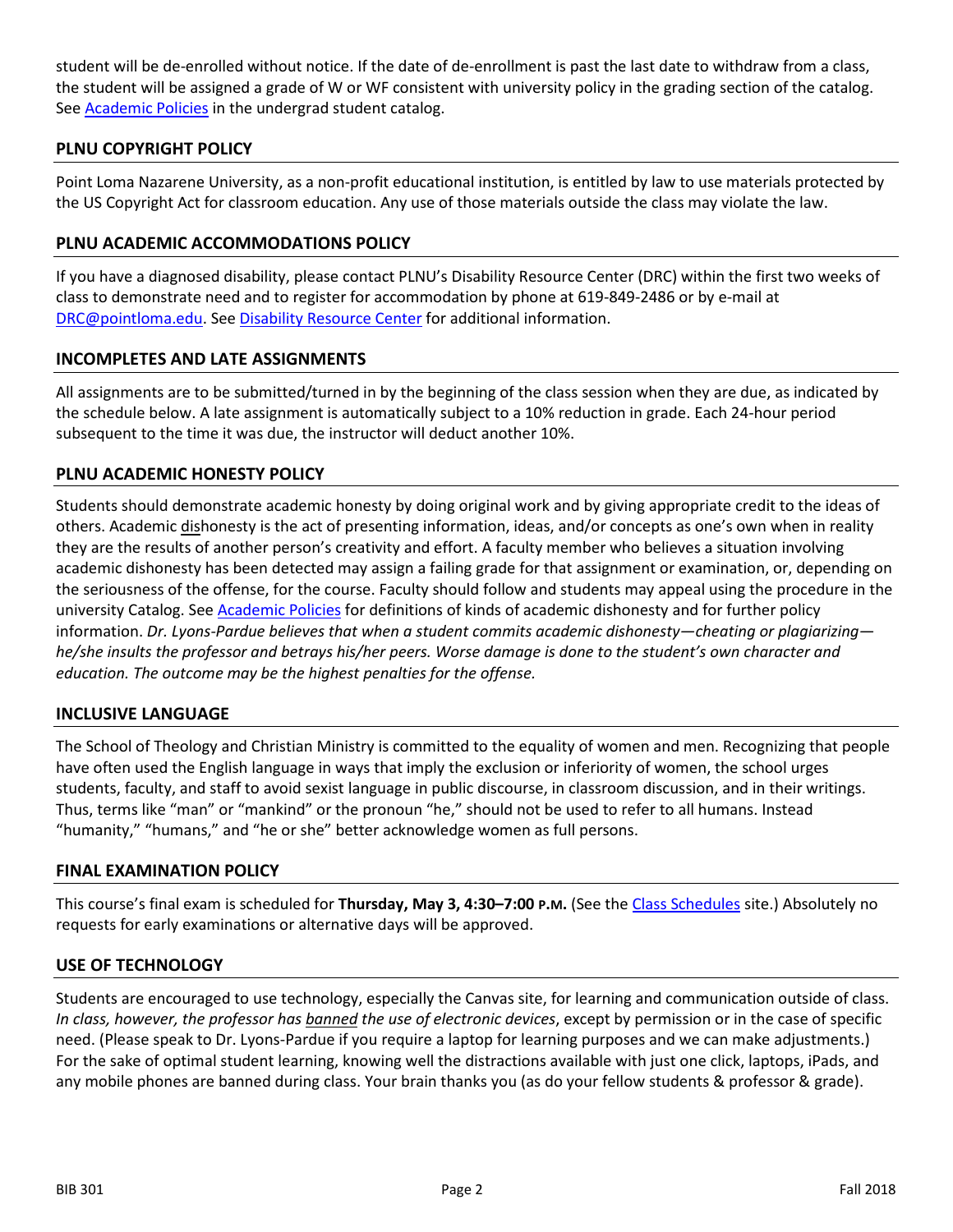student will be de-enrolled without notice. If the date of de-enrollment is past the last date to withdraw from a class, the student will be assigned a grade of W or WF consistent with university policy in the grading section of the catalog. See Academic Policies in the undergrad student catalog.

## PLNU COPYRIGHT POLICY

Point Loma Nazarene University, as a non-profit educational institution, is entitled by law to use materials protected by the US Copyright Act for classroom education. Any use of those materials outside the class may violate the law.

## PLNU ACADEMIC ACCOMMODATIONS POLICY

If you have a diagnosed disability, please contact PLNU's Disability Resource Center (DRC) within the first two weeks of class to demonstrate need and to register for accommodation by phone at 619-849-2486 or by e-mail at DRC@pointloma.edu. See Disability Resource Center for additional information.

## INCOMPLETES AND LATE ASSIGNMENTS

All assignments are to be submitted/turned in by the beginning of the class session when they are due, as indicated by the schedule below. A late assignment is automatically subject to a 10% reduction in grade. Each 24-hour period subsequent to the time it was due, the instructor will deduct another 10%.

## PLNU ACADEMIC HONESTY POLICY

Students should demonstrate academic honesty by doing original work and by giving appropriate credit to the ideas of others. Academic dishonesty is the act of presenting information, ideas, and/or concepts as one's own when in reality they are the results of another person's creativity and effort. A faculty member who believes a situation involving academic dishonesty has been detected may assign a failing grade for that assignment or examination, or, depending on the seriousness of the offense, for the course. Faculty should follow and students may appeal using the procedure in the university Catalog. See Academic Policies for definitions of kinds of academic dishonesty and for further policy information. *Dr. Lyons-Pardue believes that when a student commits academic dishonesty—cheating or plagiarizing—he/she insults the professor and betrays his/her peers. Worse damage is done to the student's own character and education. The outcome may be the highest penalties for the offense.*

## INCLUSIVE LANGUAGE

The School of Theology and Christian Ministry is committed to the equality of women and men. Recognizing that people have often used the English language in ways that imply the exclusion or inferiority of women, the school urges students, faculty, and staff to avoid sexist language in public discourse, in classroom discussion, and in their writings. Thus, terms like "man" or "mankind" or the pronoun "he," should not be used to refer to all humans. Instead "humanity," "humans," and "he or she" better acknowledge women as full persons.

## FINAL EXAMINATION POLICY

This course's final exam is scheduled for **Thursday, May 3, 4:30–7:00 P.M.** (See the Class Schedules site.) Absolutely no requests for early examinations or alternative days will be approved.

## USE OF TECHNOLOGY

Students are encouraged to use technology, especially the Canvas site, for learning and communication outside of class. *In class, however, the professor has banned the use of electronic devices*, except by permission or in the case of specific need. (Please speak to Dr. Lyons-Pardue if you require a laptop for learning purposes and we can make adjustments.) For the sake of optimal student learning, knowing well the distractions available with just one click, laptops, iPads, and any mobile phones are banned during class. Your brain thanks you (as do your fellow students & professor & grade).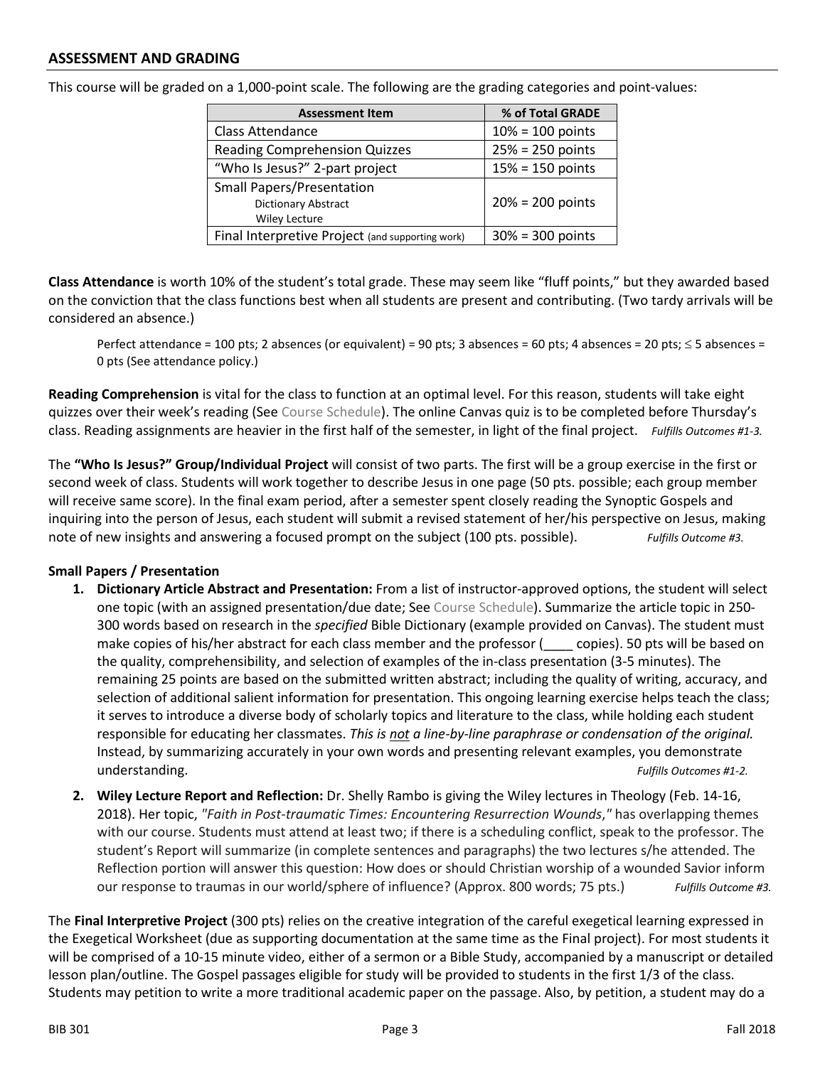## ASSESSMENT AND GRADING

This course will be graded on a 1,000-point scale. The following are the grading categories and point-values:

| Assessment Item | % of Total GRADE |
|---|---|
| Class Attendance | 10% = 100 points |
| Reading Comprehension Quizzes | 25% = 250 points |
| "Who Is Jesus?" 2-part project | 15% = 150 points |
| Small Papers/Presentation<br>Dictionary Abstract<br>Wiley Lecture | 20% = 200 points |
| Final Interpretive Project (and supporting work) | 30% = 300 points |

**Class Attendance** is worth 10% of the student's total grade. These may seem like "fluff points," but they awarded based on the conviction that the class functions best when all students are present and contributing. (Two tardy arrivals will be considered an absence.)

> Perfect attendance = 100 pts; 2 absences (or equivalent) = 90 pts; 3 absences = 60 pts; 4 absences = 20 pts; ≤ 5 absences = 0 pts (See attendance policy.)

**Reading Comprehension** is vital for the class to function at an optimal level. For this reason, students will take eight quizzes over their week's reading (See Course Schedule). The online Canvas quiz is to be completed before Thursday's class. Reading assignments are heavier in the first half of the semester, in light of the final project. *Fulfills Outcomes #1-3.*

The **"Who Is Jesus?" Group/Individual Project** will consist of two parts. The first will be a group exercise in the first or second week of class. Students will work together to describe Jesus in one page (50 pts. possible; each group member will receive same score). In the final exam period, after a semester spent closely reading the Synoptic Gospels and inquiring into the person of Jesus, each student will submit a revised statement of her/his perspective on Jesus, making note of new insights and answering a focused prompt on the subject (100 pts. possible). *Fulfills Outcome #3.*

### Small Papers / Presentation

1. **Dictionary Article Abstract and Presentation:** From a list of instructor-approved options, the student will select one topic (with an assigned presentation/due date; See Course Schedule). Summarize the article topic in 250-300 words based on research in the *specified* Bible Dictionary (example provided on Canvas). The student must make copies of his/her abstract for each class member and the professor (____ copies). 50 pts will be based on the quality, comprehensibility, and selection of examples of the in-class presentation (3-5 minutes). The remaining 25 points are based on the submitted written abstract; including the quality of writing, accuracy, and selection of additional salient information for presentation. This ongoing learning exercise helps teach the class; it serves to introduce a diverse body of scholarly topics and literature to the class, while holding each student responsible for educating her classmates. *This is not a line-by-line paraphrase or condensation of the original.* Instead, by summarizing accurately in your own words and presenting relevant examples, you demonstrate understanding. *Fulfills Outcomes #1-2.*

2. **Wiley Lecture Report and Reflection:** Dr. Shelly Rambo is giving the Wiley lectures in Theology (Feb. 14-16, 2018). Her topic, *"Faith in Post-traumatic Times: Encountering Resurrection Wounds*,*"* has overlapping themes with our course. Students must attend at least two; if there is a scheduling conflict, speak to the professor. The student's Report will summarize (in complete sentences and paragraphs) the two lectures s/he attended. The Reflection portion will answer this question: How does or should Christian worship of a wounded Savior inform our response to traumas in our world/sphere of influence? (Approx. 800 words; 75 pts.) *Fulfills Outcome #3.*

The **Final Interpretive Project** (300 pts) relies on the creative integration of the careful exegetical learning expressed in the Exegetical Worksheet (due as supporting documentation at the same time as the Final project). For most students it will be comprised of a 10-15 minute video, either of a sermon or a Bible Study, accompanied by a manuscript or detailed lesson plan/outline. The Gospel passages eligible for study will be provided to students in the first 1/3 of the class. Students may petition to write a more traditional academic paper on the passage. Also, by petition, a student may do a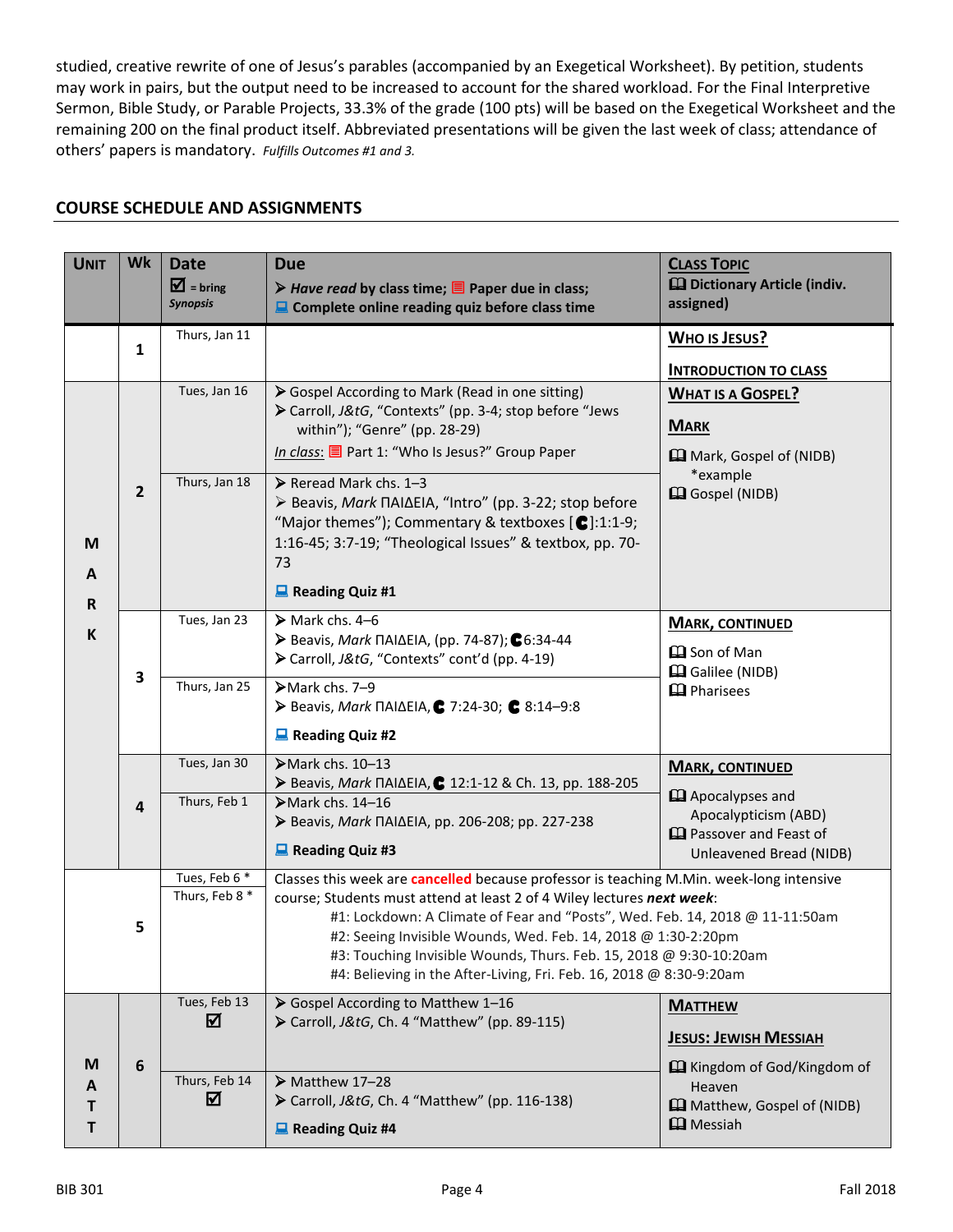studied, creative rewrite of one of Jesus's parables (accompanied by an Exegetical Worksheet). By petition, students may work in pairs, but the output need to be increased to account for the shared workload. For the Final Interpretive Sermon, Bible Study, or Parable Projects, 33.3% of the grade (100 pts) will be based on the Exegetical Worksheet and the remaining 200 on the final product itself. Abbreviated presentations will be given the last week of class; attendance of others' papers is mandatory. *Fulfills Outcomes #1 and 3.*

## COURSE SCHEDULE AND ASSIGNMENTS

| UNIT | Wk | Date<br>☑ = bring *Synopsis* | Due<br>➢ ***Have read*** **by class time;** **Paper due in class;**<br>**Complete online reading quiz before class time** | CLASS TOPIC<br>**Dictionary Article (indiv. assigned)** |
|---|---|---|---|---|
| | 1 | Thurs, Jan 11 | | **WHO IS JESUS?**<br>**INTRODUCTION TO CLASS** |
| MARK | 2 | Tues, Jan 16 | ➢ Gospel According to Mark (Read in one sitting)<br>➢ Carroll, *J&tG*, "Contexts" (pp. 3-4; stop before "Jews within"); "Genre" (pp. 28-29)<br>*In class*: Part 1: "Who Is Jesus?" Group Paper | **WHAT IS A GOSPEL?**<br>**MARK**<br>Mark, Gospel of (NIDB) *example<br>Gospel (NIDB) |
| | | Thurs, Jan 18 | ➢ Reread Mark chs. 1–3<br>➢ Beavis, *Mark* ΠΑΙΔΕΙΑ, "Intro" (pp. 3-22; stop before "Major themes"); Commentary & textboxes [C]:1:1-9; 1:16-45; 3:7-19; "Theological Issues" & textbox, pp. 70-73<br>**Reading Quiz #1** | |
| | 3 | Tues, Jan 23 | ➢ Mark chs. 4–6<br>➢ Beavis, *Mark* ΠΑΙΔΕΙΑ, (pp. 74-87); C 6:34-44<br>➢ Carroll, *J&tG*, "Contexts" cont'd (pp. 4-19) | **MARK, CONTINUED**<br>Son of Man<br>Galilee (NIDB)<br>Pharisees |
| | | Thurs, Jan 25 | ➢ Mark chs. 7–9<br>➢ Beavis, *Mark* ΠΑΙΔΕΙΑ, C 7:24-30; C 8:14–9:8<br>**Reading Quiz #2** | |
| | 4 | Tues, Jan 30 | ➢ Mark chs. 10–13<br>➢ Beavis, *Mark* ΠΑΙΔΕΙΑ, C 12:1-12 & Ch. 13, pp. 188-205 | **MARK, CONTINUED**<br>Apocalypses and Apocalypticism (ABD)<br>Passover and Feast of Unleavened Bread (NIDB) |
| | | Thurs, Feb 1 | ➢ Mark chs. 14–16<br>➢ Beavis, *Mark* ΠΑΙΔΕΙΑ, pp. 206-208; pp. 227-238<br>**Reading Quiz #3** | |
| | 5 | Tues, Feb 6 *<br>Thurs, Feb 8 * | Classes this week are **cancelled** because professor is teaching M.Min. week-long intensive course; Students must attend at least 2 of 4 Wiley lectures ***next week***:<br>#1: Lockdown: A Climate of Fear and "Posts", Wed. Feb. 14, 2018 @ 11-11:50am<br>#2: Seeing Invisible Wounds, Wed. Feb. 14, 2018 @ 1:30-2:20pm<br>#3: Touching Invisible Wounds, Thurs. Feb. 15, 2018 @ 9:30-10:20am<br>#4: Believing in the After-Living, Fri. Feb. 16, 2018 @ 8:30-9:20am | |
| MATT | 6 | Tues, Feb 13<br>☑ | ➢ Gospel According to Matthew 1–16<br>➢ Carroll, *J&tG*, Ch. 4 "Matthew" (pp. 89-115) | **MATTHEW**<br>**JESUS: JEWISH MESSIAH**<br>Kingdom of God/Kingdom of Heaven<br>Matthew, Gospel of (NIDB)<br>Messiah |
| | | Thurs, Feb 14<br>☑ | ➢ Matthew 17–28<br>➢ Carroll, *J&tG*, Ch. 4 "Matthew" (pp. 116-138)<br>**Reading Quiz #4** | |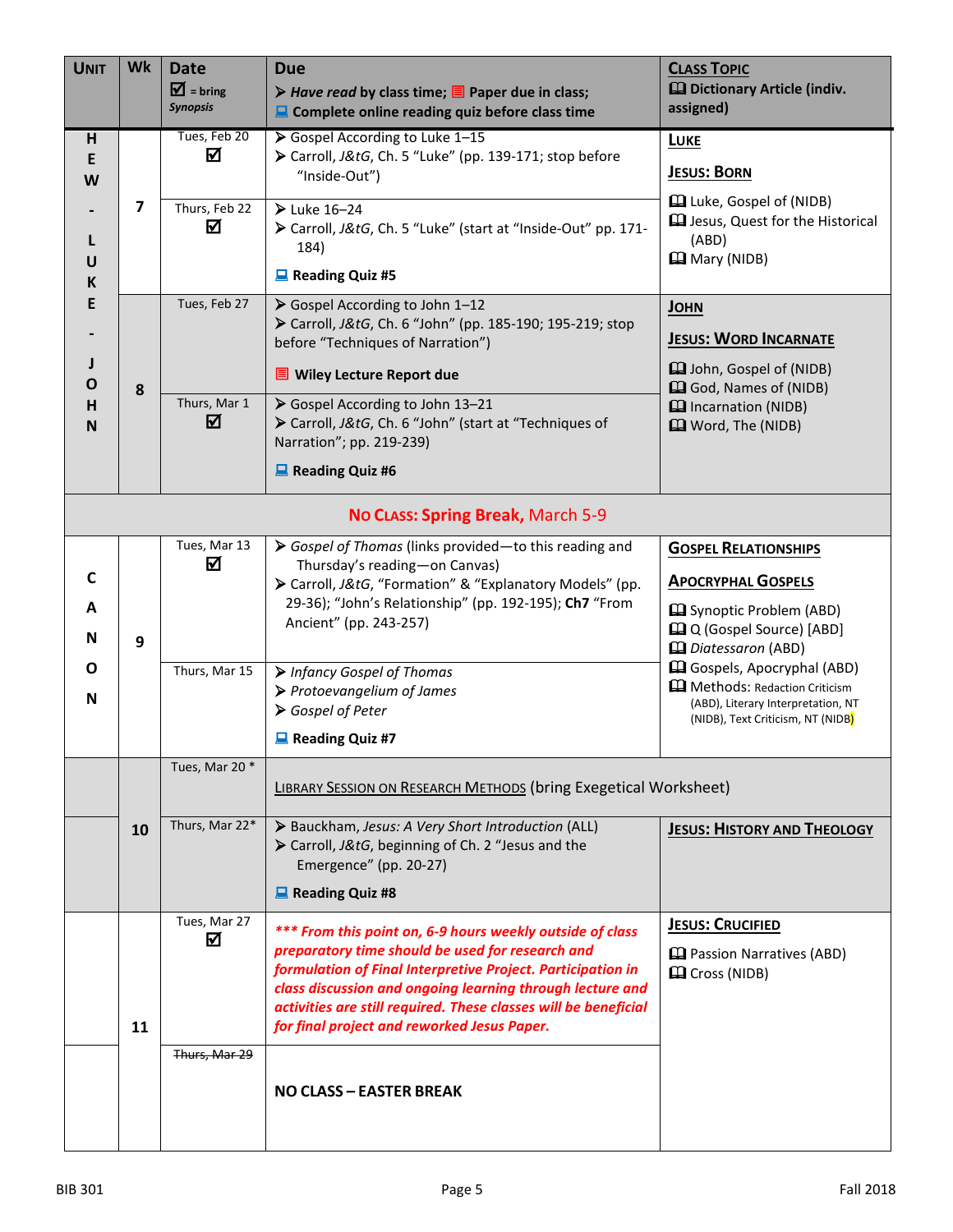| UNIT | Wk | Date ☑ = bring *Synopsis* | Due ➢ *Have read* by class time; 📕 Paper due in class; 💻 Complete online reading quiz before class time | CLASS TOPIC 🕮 Dictionary Article (indiv. assigned) |
|---|---|---|---|---|
| HEW - LUKE - JOHN | 7 | Tues, Feb 20 ☑ | ➢ Gospel According to Luke 1–15<br>➢ Carroll, *J&tG*, Ch. 5 "Luke" (pp. 139-171; stop before "Inside-Out") | **LUKE**<br>**JESUS: BORN**<br>🕮 Luke, Gospel of (NIDB)<br>🕮 Jesus, Quest for the Historical (ABD)<br>🕮 Mary (NIDB) |
| | | Thurs, Feb 22 ☑ | ➢ Luke 16–24<br>➢ Carroll, *J&tG*, Ch. 5 "Luke" (start at "Inside-Out" pp. 171-184)<br>💻 **Reading Quiz #5** | |
| | 8 | Tues, Feb 27 | ➢ Gospel According to John 1–12<br>➢ Carroll, *J&tG*, Ch. 6 "John" (pp. 185-190; 195-219; stop before "Techniques of Narration")<br>📕 **Wiley Lecture Report due** | **JOHN**<br>**JESUS: WORD INCARNATE**<br>🕮 John, Gospel of (NIDB)<br>🕮 God, Names of (NIDB)<br>🕮 Incarnation (NIDB)<br>🕮 Word, The (NIDB) |
| | | Thurs, Mar 1 ☑ | ➢ Gospel According to John 13–21<br>➢ Carroll, *J&tG*, Ch. 6 "John" (start at "Techniques of Narration"; pp. 219-239)<br>💻 **Reading Quiz #6** | |
| | | | **NO CLASS: Spring Break,** March 5-9 | |
| CANON | 9 | Tues, Mar 13 ☑ | ➢ *Gospel of Thomas* (links provided—to this reading and Thursday's reading—on Canvas)<br>➢ Carroll, *J&tG*, "Formation" & "Explanatory Models" (pp. 29-36); "John's Relationship" (pp. 192-195); **Ch7** "From Ancient" (pp. 243-257) | **GOSPEL RELATIONSHIPS**<br>**APOCRYPHAL GOSPELS**<br>🕮 Synoptic Problem (ABD)<br>🕮 Q (Gospel Source) [ABD]<br>🕮 *Diatessaron* (ABD)<br>🕮 Gospels, Apocryphal (ABD)<br>🕮 Methods: Redaction Criticism (ABD), Literary Interpretation, NT (NIDB), Text Criticism, NT (NIDB) |
| | | Thurs, Mar 15 | ➢ *Infancy Gospel of Thomas*<br>➢ *Protoevangelium of James*<br>➢ *Gospel of Peter*<br>💻 **Reading Quiz #7** | |
| | 10 | Tues, Mar 20 * | LIBRARY SESSION ON RESEARCH METHODS (bring Exegetical Worksheet) | |
| | | Thurs, Mar 22* | ➢ Bauckham, *Jesus: A Very Short Introduction* (ALL)<br>➢ Carroll, *J&tG*, beginning of Ch. 2 "Jesus and the Emergence" (pp. 20-27)<br>💻 **Reading Quiz #8** | **JESUS: HISTORY AND THEOLOGY** |
| | 11 | Tues, Mar 27 ☑ | ***\*\*\* From this point on, 6-9 hours weekly outside of class preparatory time should be used for research and formulation of Final Interpretive Project. Participation in class discussion and ongoing learning through lecture and activities are still required. These classes will be beneficial for final project and reworked Jesus Paper.*** | **JESUS: CRUCIFIED**<br>🕮 Passion Narratives (ABD)<br>🕮 Cross (NIDB) |
| | | ~~Thurs, Mar 29~~ | **NO CLASS – EASTER BREAK** | |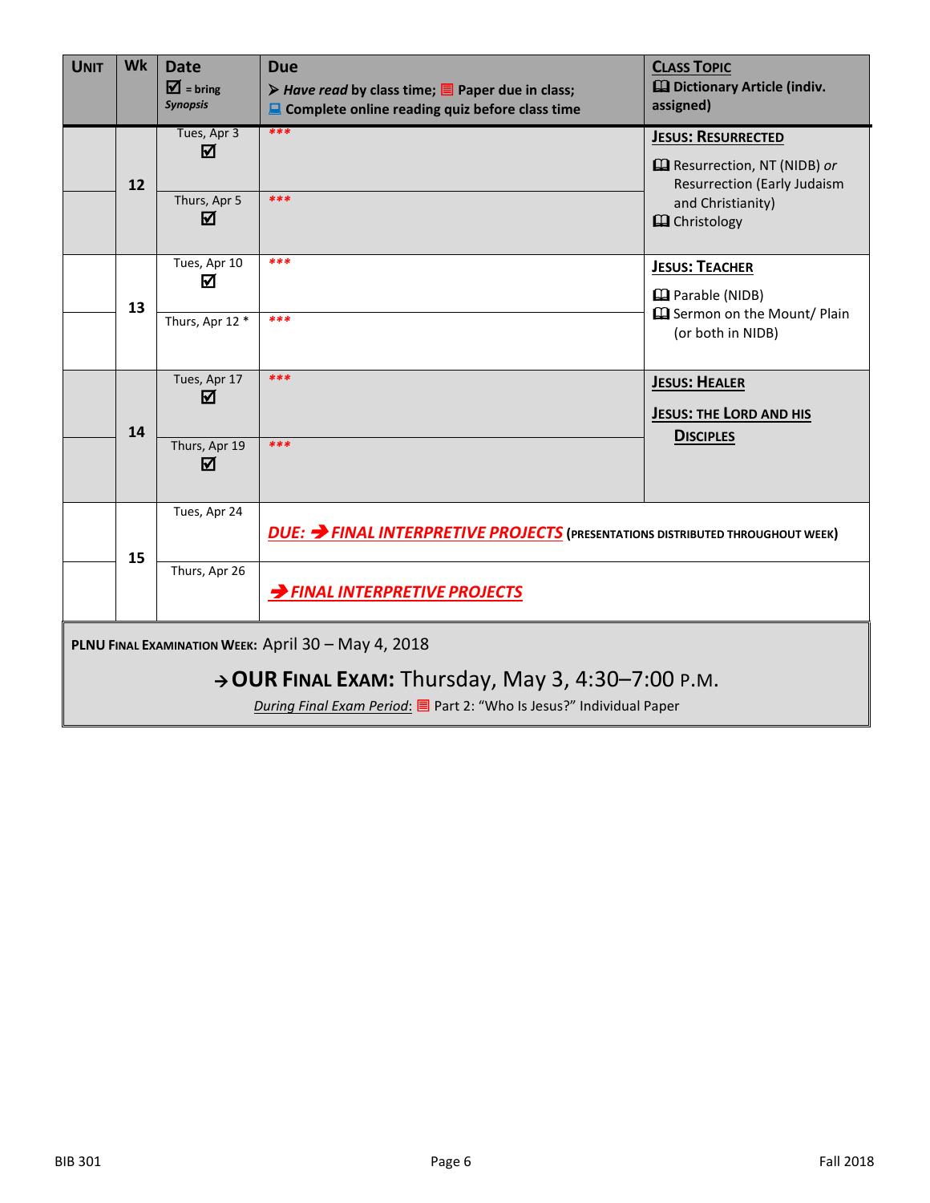| UNIT | Wk | Date ☑ = bring *Synopsis* | Due ➤ ***Have read* by class time;** 📄 **Paper due in class;** 💻 **Complete online reading quiz before class time** | CLASS TOPIC 🕮 **Dictionary Article (indiv. assigned)** |
|---|---|---|---|---|
| | 12 | Tues, Apr 3 ☑ | *** | **JESUS: RESURRECTED** 🕮 Resurrection, NT (NIDB) *or* Resurrection (Early Judaism and Christianity) 🕮 Christology |
| | | Thurs, Apr 5 ☑ | *** | |
| | 13 | Tues, Apr 10 ☑ | *** | **JESUS: TEACHER** 🕮 Parable (NIDB) 🕮 Sermon on the Mount/ Plain (or both in NIDB) |
| | | Thurs, Apr 12 * | *** | |
| | 14 | Tues, Apr 17 ☑ | *** | **JESUS: HEALER** **JESUS: THE LORD AND HIS DISCIPLES** |
| | | Thurs, Apr 19 ☑ | *** | |
| | 15 | Tues, Apr 24 | ***DUE: ➔ FINAL INTERPRETIVE PROJECTS*** **(PRESENTATIONS DISTRIBUTED THROUGHOUT WEEK)** | |
| | | Thurs, Apr 26 | ***➔ FINAL INTERPRETIVE PROJECTS*** | |

**PLNU FINAL EXAMINATION WEEK:** April 30 – May 4, 2018

→ **OUR FINAL EXAM:** Thursday, May 3, 4:30–7:00 P.M.

*During Final Exam Period*: 📄 Part 2: "Who Is Jesus?" Individual Paper